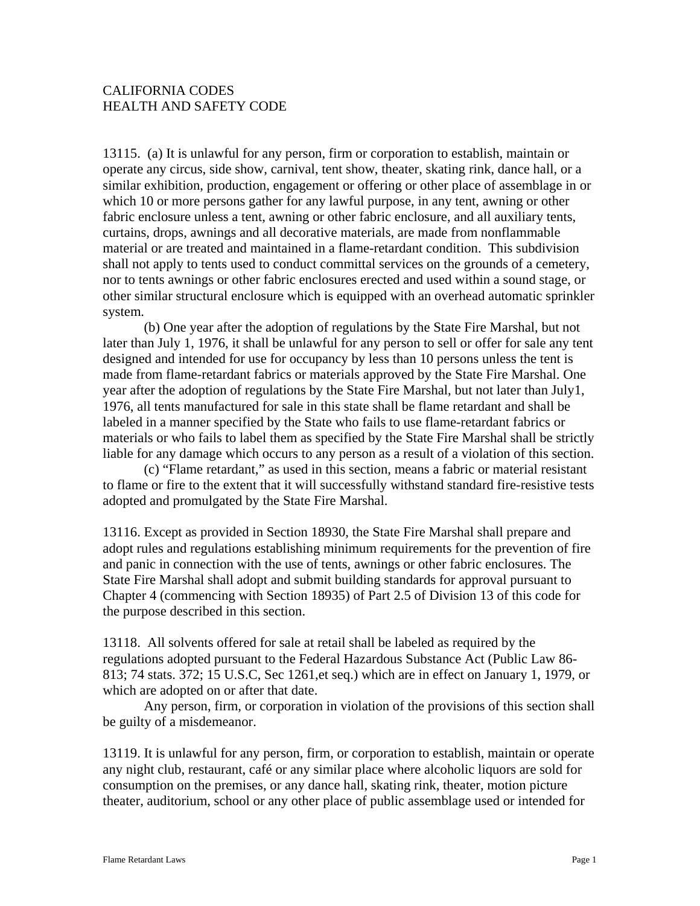CALIFORNIA CODES
HEALTH AND SAFETY CODE

13115. (a) It is unlawful for any person, firm or corporation to establish, maintain or operate any circus, side show, carnival, tent show, theater, skating rink, dance hall, or a similar exhibition, production, engagement or offering or other place of assemblage in or which 10 or more persons gather for any lawful purpose, in any tent, awning or other fabric enclosure unless a tent, awning or other fabric enclosure, and all auxiliary tents, curtains, drops, awnings and all decorative materials, are made from nonflammable material or are treated and maintained in a flame-retardant condition. This subdivision shall not apply to tents used to conduct committal services on the grounds of a cemetery, nor to tents awnings or other fabric enclosures erected and used within a sound stage, or other similar structural enclosure which is equipped with an overhead automatic sprinkler system.

(b) One year after the adoption of regulations by the State Fire Marshal, but not later than July 1, 1976, it shall be unlawful for any person to sell or offer for sale any tent designed and intended for use for occupancy by less than 10 persons unless the tent is made from flame-retardant fabrics or materials approved by the State Fire Marshal. One year after the adoption of regulations by the State Fire Marshal, but not later than July1, 1976, all tents manufactured for sale in this state shall be flame retardant and shall be labeled in a manner specified by the State who fails to use flame-retardant fabrics or materials or who fails to label them as specified by the State Fire Marshal shall be strictly liable for any damage which occurs to any person as a result of a violation of this section.

(c) "Flame retardant," as used in this section, means a fabric or material resistant to flame or fire to the extent that it will successfully withstand standard fire-resistive tests adopted and promulgated by the State Fire Marshal.

13116. Except as provided in Section 18930, the State Fire Marshal shall prepare and adopt rules and regulations establishing minimum requirements for the prevention of fire and panic in connection with the use of tents, awnings or other fabric enclosures. The State Fire Marshal shall adopt and submit building standards for approval pursuant to Chapter 4 (commencing with Section 18935) of Part 2.5 of Division 13 of this code for the purpose described in this section.

13118. All solvents offered for sale at retail shall be labeled as required by the regulations adopted pursuant to the Federal Hazardous Substance Act (Public Law 86-813; 74 stats. 372; 15 U.S.C, Sec 1261,et seq.) which are in effect on January 1, 1979, or which are adopted on or after that date.

Any person, firm, or corporation in violation of the provisions of this section shall be guilty of a misdemeanor.

13119. It is unlawful for any person, firm, or corporation to establish, maintain or operate any night club, restaurant, café or any similar place where alcoholic liquors are sold for consumption on the premises, or any dance hall, skating rink, theater, motion picture theater, auditorium, school or any other place of public assemblage used or intended for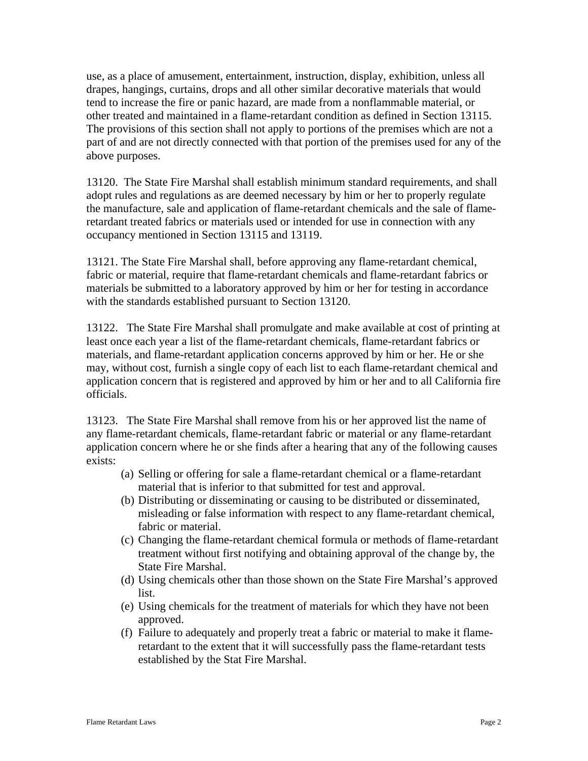use, as a place of amusement, entertainment, instruction, display, exhibition, unless all drapes, hangings, curtains, drops and all other similar decorative materials that would tend to increase the fire or panic hazard, are made from a nonflammable material, or other treated and maintained in a flame-retardant condition as defined in Section 13115. The provisions of this section shall not apply to portions of the premises which are not a part of and are not directly connected with that portion of the premises used for any of the above purposes.

13120. The State Fire Marshal shall establish minimum standard requirements, and shall adopt rules and regulations as are deemed necessary by him or her to properly regulate the manufacture, sale and application of flame-retardant chemicals and the sale of flame-retardant treated fabrics or materials used or intended for use in connection with any occupancy mentioned in Section 13115 and 13119.

13121. The State Fire Marshal shall, before approving any flame-retardant chemical, fabric or material, require that flame-retardant chemicals and flame-retardant fabrics or materials be submitted to a laboratory approved by him or her for testing in accordance with the standards established pursuant to Section 13120.

13122. The State Fire Marshal shall promulgate and make available at cost of printing at least once each year a list of the flame-retardant chemicals, flame-retardant fabrics or materials, and flame-retardant application concerns approved by him or her. He or she may, without cost, furnish a single copy of each list to each flame-retardant chemical and application concern that is registered and approved by him or her and to all California fire officials.

13123. The State Fire Marshal shall remove from his or her approved list the name of any flame-retardant chemicals, flame-retardant fabric or material or any flame-retardant application concern where he or she finds after a hearing that any of the following causes exists:

(a) Selling or offering for sale a flame-retardant chemical or a flame-retardant material that is inferior to that submitted for test and approval.
(b) Distributing or disseminating or causing to be distributed or disseminated, misleading or false information with respect to any flame-retardant chemical, fabric or material.
(c) Changing the flame-retardant chemical formula or methods of flame-retardant treatment without first notifying and obtaining approval of the change by, the State Fire Marshal.
(d) Using chemicals other than those shown on the State Fire Marshal's approved list.
(e) Using chemicals for the treatment of materials for which they have not been approved.
(f) Failure to adequately and properly treat a fabric or material to make it flame-retardant to the extent that it will successfully pass the flame-retardant tests established by the Stat Fire Marshal.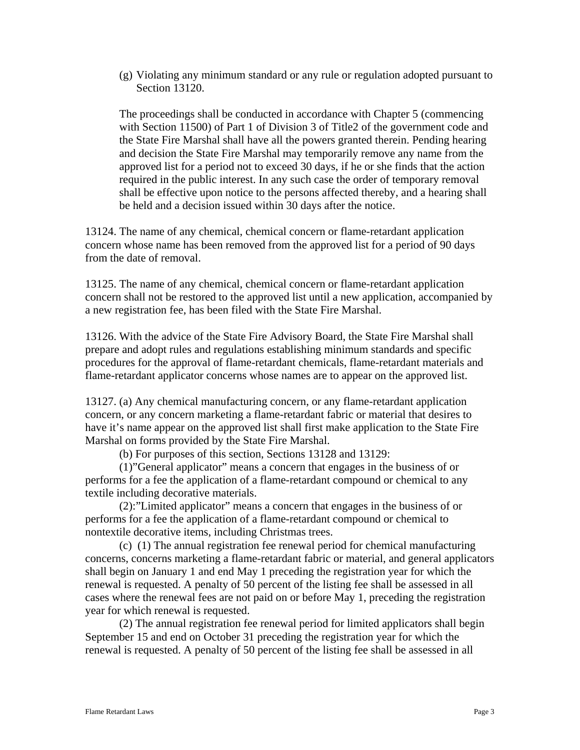(g) Violating any minimum standard or any rule or regulation adopted pursuant to Section 13120.

The proceedings shall be conducted in accordance with Chapter 5 (commencing with Section 11500) of Part 1 of Division 3 of Title2 of the government code and the State Fire Marshal shall have all the powers granted therein. Pending hearing and decision the State Fire Marshal may temporarily remove any name from the approved list for a period not to exceed 30 days, if he or she finds that the action required in the public interest. In any such case the order of temporary removal shall be effective upon notice to the persons affected thereby, and a hearing shall be held and a decision issued within 30 days after the notice.

13124. The name of any chemical, chemical concern or flame-retardant application concern whose name has been removed from the approved list for a period of 90 days from the date of removal.

13125. The name of any chemical, chemical concern or flame-retardant application concern shall not be restored to the approved list until a new application, accompanied by a new registration fee, has been filed with the State Fire Marshal.

13126. With the advice of the State Fire Advisory Board, the State Fire Marshal shall prepare and adopt rules and regulations establishing minimum standards and specific procedures for the approval of flame-retardant chemicals, flame-retardant materials and flame-retardant applicator concerns whose names are to appear on the approved list.

13127. (a) Any chemical manufacturing concern, or any flame-retardant application concern, or any concern marketing a flame-retardant fabric or material that desires to have it's name appear on the approved list shall first make application to the State Fire Marshal on forms provided by the State Fire Marshal.

(b) For purposes of this section, Sections 13128 and 13129:

(1)"General applicator" means a concern that engages in the business of or performs for a fee the application of a flame-retardant compound or chemical to any textile including decorative materials.

(2):"Limited applicator" means a concern that engages in the business of or performs for a fee the application of a flame-retardant compound or chemical to nontextile decorative items, including Christmas trees.

(c) (1) The annual registration fee renewal period for chemical manufacturing concerns, concerns marketing a flame-retardant fabric or material, and general applicators shall begin on January 1 and end May 1 preceding the registration year for which the renewal is requested. A penalty of 50 percent of the listing fee shall be assessed in all cases where the renewal fees are not paid on or before May 1, preceding the registration year for which renewal is requested.

(2) The annual registration fee renewal period for limited applicators shall begin September 15 and end on October 31 preceding the registration year for which the renewal is requested. A penalty of 50 percent of the listing fee shall be assessed in all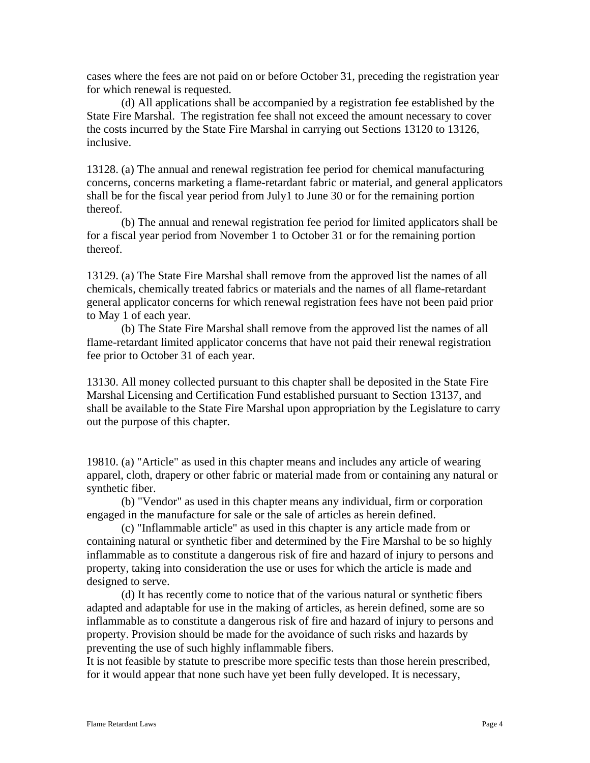cases where the fees are not paid on or before October 31, preceding the registration year for which renewal is requested.

(d) All applications shall be accompanied by a registration fee established by the State Fire Marshal. The registration fee shall not exceed the amount necessary to cover the costs incurred by the State Fire Marshal in carrying out Sections 13120 to 13126, inclusive.

13128. (a) The annual and renewal registration fee period for chemical manufacturing concerns, concerns marketing a flame-retardant fabric or material, and general applicators shall be for the fiscal year period from July1 to June 30 or for the remaining portion thereof.

(b) The annual and renewal registration fee period for limited applicators shall be for a fiscal year period from November 1 to October 31 or for the remaining portion thereof.

13129. (a) The State Fire Marshal shall remove from the approved list the names of all chemicals, chemically treated fabrics or materials and the names of all flame-retardant general applicator concerns for which renewal registration fees have not been paid prior to May 1 of each year.

(b) The State Fire Marshal shall remove from the approved list the names of all flame-retardant limited applicator concerns that have not paid their renewal registration fee prior to October 31 of each year.

13130. All money collected pursuant to this chapter shall be deposited in the State Fire Marshal Licensing and Certification Fund established pursuant to Section 13137, and shall be available to the State Fire Marshal upon appropriation by the Legislature to carry out the purpose of this chapter.

19810. (a) "Article" as used in this chapter means and includes any article of wearing apparel, cloth, drapery or other fabric or material made from or containing any natural or synthetic fiber.

(b) "Vendor" as used in this chapter means any individual, firm or corporation engaged in the manufacture for sale or the sale of articles as herein defined.

(c) "Inflammable article" as used in this chapter is any article made from or containing natural or synthetic fiber and determined by the Fire Marshal to be so highly inflammable as to constitute a dangerous risk of fire and hazard of injury to persons and property, taking into consideration the use or uses for which the article is made and designed to serve.

(d) It has recently come to notice that of the various natural or synthetic fibers adapted and adaptable for use in the making of articles, as herein defined, some are so inflammable as to constitute a dangerous risk of fire and hazard of injury to persons and property. Provision should be made for the avoidance of such risks and hazards by preventing the use of such highly inflammable fibers.
It is not feasible by statute to prescribe more specific tests than those herein prescribed, for it would appear that none such have yet been fully developed. It is necessary,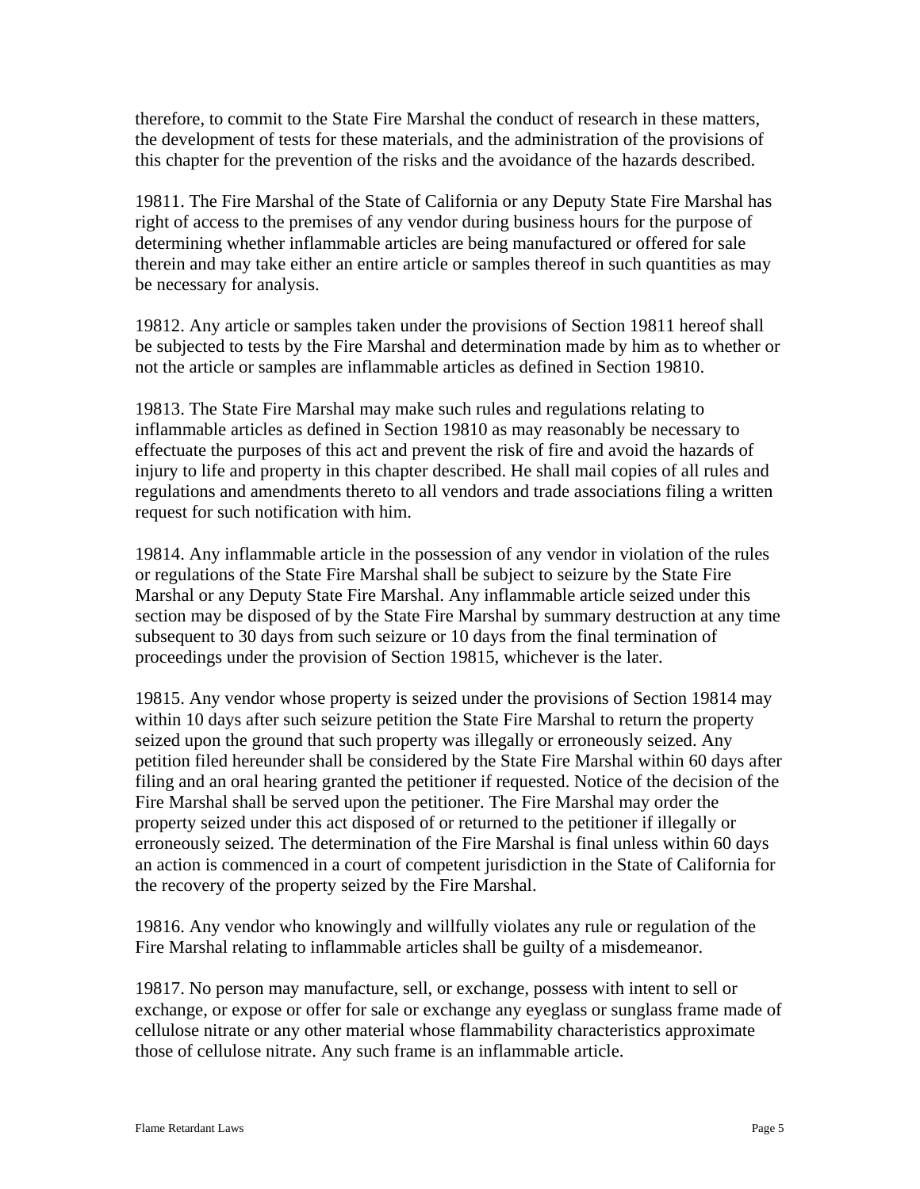therefore, to commit to the State Fire Marshal the conduct of research in these matters, the development of tests for these materials, and the administration of the provisions of this chapter for the prevention of the risks and the avoidance of the hazards described.

19811. The Fire Marshal of the State of California or any Deputy State Fire Marshal has right of access to the premises of any vendor during business hours for the purpose of determining whether inflammable articles are being manufactured or offered for sale therein and may take either an entire article or samples thereof in such quantities as may be necessary for analysis.

19812. Any article or samples taken under the provisions of Section 19811 hereof shall be subjected to tests by the Fire Marshal and determination made by him as to whether or not the article or samples are inflammable articles as defined in Section 19810.

19813. The State Fire Marshal may make such rules and regulations relating to inflammable articles as defined in Section 19810 as may reasonably be necessary to effectuate the purposes of this act and prevent the risk of fire and avoid the hazards of injury to life and property in this chapter described. He shall mail copies of all rules and regulations and amendments thereto to all vendors and trade associations filing a written request for such notification with him.

19814. Any inflammable article in the possession of any vendor in violation of the rules or regulations of the State Fire Marshal shall be subject to seizure by the State Fire Marshal or any Deputy State Fire Marshal. Any inflammable article seized under this section may be disposed of by the State Fire Marshal by summary destruction at any time subsequent to 30 days from such seizure or 10 days from the final termination of proceedings under the provision of Section 19815, whichever is the later.

19815. Any vendor whose property is seized under the provisions of Section 19814 may within 10 days after such seizure petition the State Fire Marshal to return the property seized upon the ground that such property was illegally or erroneously seized. Any petition filed hereunder shall be considered by the State Fire Marshal within 60 days after filing and an oral hearing granted the petitioner if requested. Notice of the decision of the Fire Marshal shall be served upon the petitioner. The Fire Marshal may order the property seized under this act disposed of or returned to the petitioner if illegally or erroneously seized. The determination of the Fire Marshal is final unless within 60 days an action is commenced in a court of competent jurisdiction in the State of California for the recovery of the property seized by the Fire Marshal.

19816. Any vendor who knowingly and willfully violates any rule or regulation of the Fire Marshal relating to inflammable articles shall be guilty of a misdemeanor.

19817. No person may manufacture, sell, or exchange, possess with intent to sell or exchange, or expose or offer for sale or exchange any eyeglass or sunglass frame made of cellulose nitrate or any other material whose flammability characteristics approximate those of cellulose nitrate. Any such frame is an inflammable article.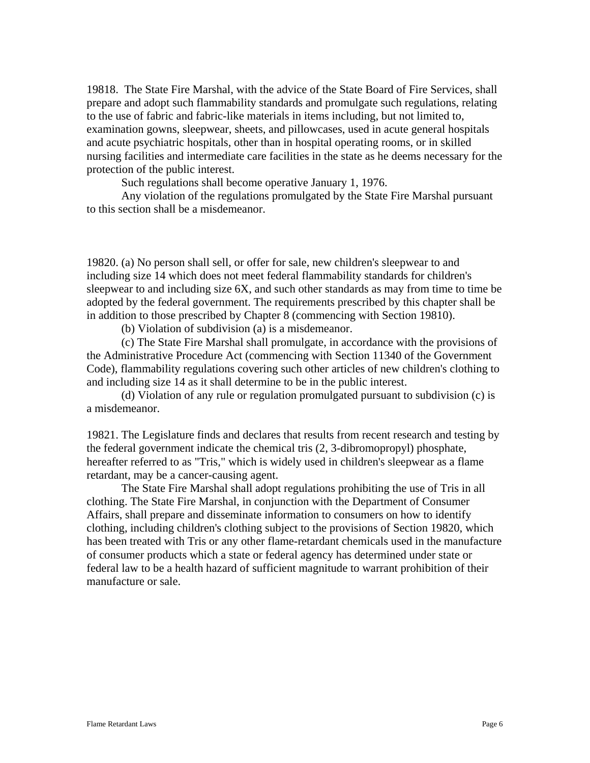19818. The State Fire Marshal, with the advice of the State Board of Fire Services, shall prepare and adopt such flammability standards and promulgate such regulations, relating to the use of fabric and fabric-like materials in items including, but not limited to, examination gowns, sleepwear, sheets, and pillowcases, used in acute general hospitals and acute psychiatric hospitals, other than in hospital operating rooms, or in skilled nursing facilities and intermediate care facilities in the state as he deems necessary for the protection of the public interest.

Such regulations shall become operative January 1, 1976.

Any violation of the regulations promulgated by the State Fire Marshal pursuant to this section shall be a misdemeanor.

19820. (a) No person shall sell, or offer for sale, new children's sleepwear to and including size 14 which does not meet federal flammability standards for children's sleepwear to and including size 6X, and such other standards as may from time to time be adopted by the federal government. The requirements prescribed by this chapter shall be in addition to those prescribed by Chapter 8 (commencing with Section 19810).

(b) Violation of subdivision (a) is a misdemeanor.

(c) The State Fire Marshal shall promulgate, in accordance with the provisions of the Administrative Procedure Act (commencing with Section 11340 of the Government Code), flammability regulations covering such other articles of new children's clothing to and including size 14 as it shall determine to be in the public interest.

(d) Violation of any rule or regulation promulgated pursuant to subdivision (c) is a misdemeanor.

19821. The Legislature finds and declares that results from recent research and testing by the federal government indicate the chemical tris (2, 3-dibromopropyl) phosphate, hereafter referred to as "Tris," which is widely used in children's sleepwear as a flame retardant, may be a cancer-causing agent.

The State Fire Marshal shall adopt regulations prohibiting the use of Tris in all clothing. The State Fire Marshal, in conjunction with the Department of Consumer Affairs, shall prepare and disseminate information to consumers on how to identify clothing, including children's clothing subject to the provisions of Section 19820, which has been treated with Tris or any other flame-retardant chemicals used in the manufacture of consumer products which a state or federal agency has determined under state or federal law to be a health hazard of sufficient magnitude to warrant prohibition of their manufacture or sale.